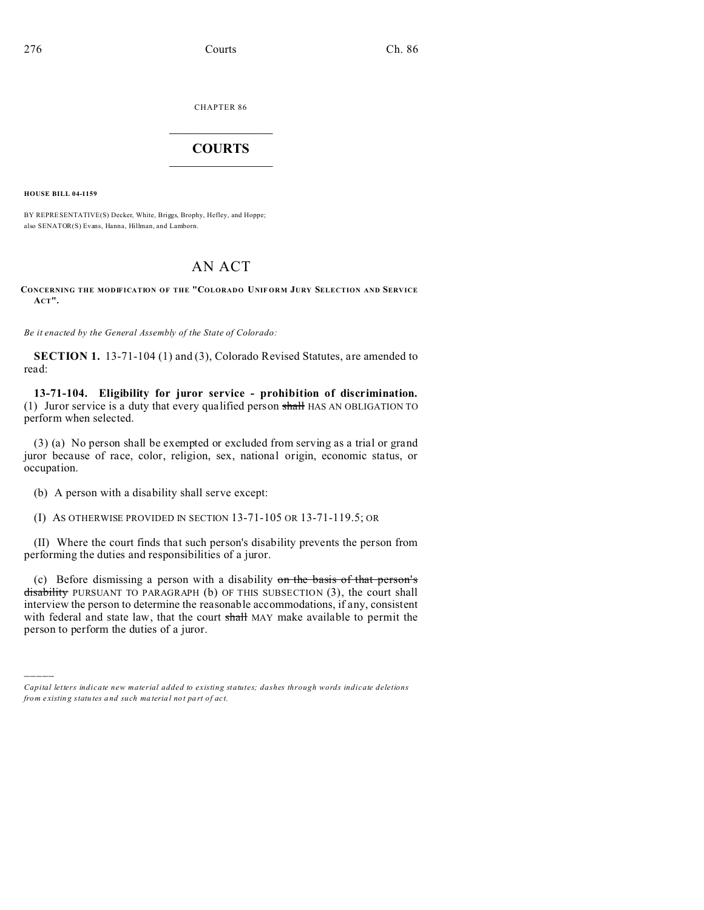CHAPTER 86

# COURTS

**HOUSE BILL 04-1159**

BY REPRESENTATIVE(S) Decker, White, Briggs, Brophy, Hefley, and Hoppe; also SENATOR(S) Evans, Hanna, Hillman, and Lamborn.

## AN ACT

**CONCERNING THE MODIFICATION OF THE "COLORADO UNIFORM JURY SELECTION AND SERVICE ACT".**

*Be it enacted by the General Assembly of the State of Colorado:*

**SECTION 1.** 13-71-104 (1) and (3), Colorado Revised Statutes, are amended to read:

**13-71-104. Eligibility for juror service - prohibition of discrimination.** (1) Juror service is a duty that every qualified person ~~shall~~ HAS AN OBLIGATION TO perform when selected.

(3) (a) No person shall be exempted or excluded from serving as a trial or grand juror because of race, color, religion, sex, national origin, economic status, or occupation.

(b) A person with a disability shall serve except:

(I) AS OTHERWISE PROVIDED IN SECTION 13-71-105 OR 13-71-119.5; OR

(II) Where the court finds that such person's disability prevents the person from performing the duties and responsibilities of a juror.

(c) Before dismissing a person with a disability ~~on the basis of that person's disability~~ PURSUANT TO PARAGRAPH (b) OF THIS SUBSECTION (3), the court shall interview the person to determine the reasonable accommodations, if any, consistent with federal and state law, that the court ~~shall~~ MAY make available to permit the person to perform the duties of a juror.

---

*Capital letters indicate new material added to existing statutes; dashes through words indicate deletions from existing statutes and such material not part of act.*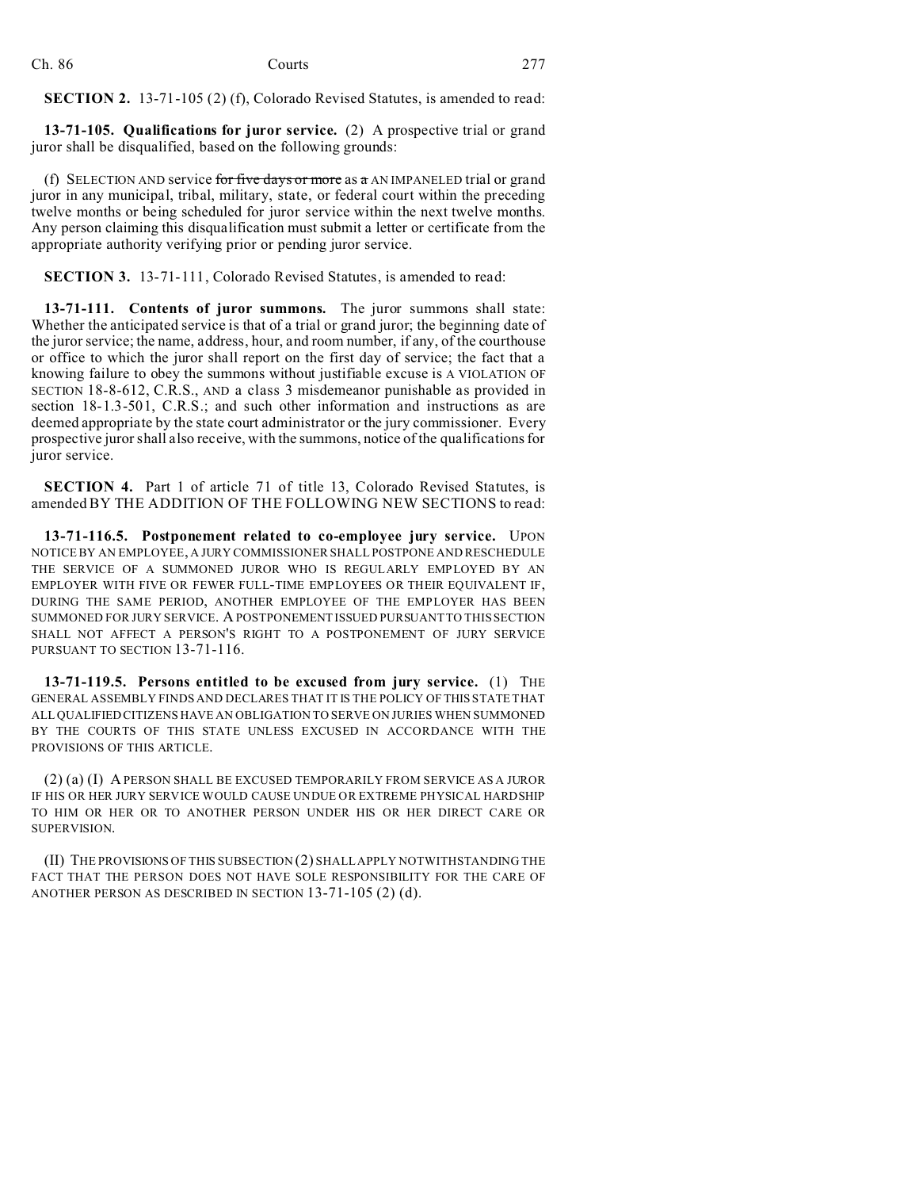**SECTION 2.** 13-71-105 (2) (f), Colorado Revised Statutes, is amended to read:

**13-71-105. Qualifications for juror service.** (2) A prospective trial or grand juror shall be disqualified, based on the following grounds:

(f) SELECTION AND service ~~for five days or more~~ as ~~a~~ AN IMPANELED trial or grand juror in any municipal, tribal, military, state, or federal court within the preceding twelve months or being scheduled for juror service within the next twelve months. Any person claiming this disqualification must submit a letter or certificate from the appropriate authority verifying prior or pending juror service.

**SECTION 3.** 13-71-111, Colorado Revised Statutes, is amended to read:

**13-71-111. Contents of juror summons.** The juror summons shall state: Whether the anticipated service is that of a trial or grand juror; the beginning date of the juror service; the name, address, hour, and room number, if any, of the courthouse or office to which the juror shall report on the first day of service; the fact that a knowing failure to obey the summons without justifiable excuse is A VIOLATION OF SECTION 18-8-612, C.R.S., AND a class 3 misdemeanor punishable as provided in section 18-1.3-501, C.R.S.; and such other information and instructions as are deemed appropriate by the state court administrator or the jury commissioner. Every prospective juror shall also receive, with the summons, notice of the qualifications for juror service.

**SECTION 4.** Part 1 of article 71 of title 13, Colorado Revised Statutes, is amended BY THE ADDITION OF THE FOLLOWING NEW SECTIONS to read:

**13-71-116.5. Postponement related to co-employee jury service.** UPON NOTICE BY AN EMPLOYEE, A JURY COMMISSIONER SHALL POSTPONE AND RESCHEDULE THE SERVICE OF A SUMMONED JUROR WHO IS REGULARLY EMPLOYED BY AN EMPLOYER WITH FIVE OR FEWER FULL-TIME EMPLOYEES OR THEIR EQUIVALENT IF, DURING THE SAME PERIOD, ANOTHER EMPLOYEE OF THE EMPLOYER HAS BEEN SUMMONED FOR JURY SERVICE. A POSTPONEMENT ISSUED PURSUANT TO THIS SECTION SHALL NOT AFFECT A PERSON'S RIGHT TO A POSTPONEMENT OF JURY SERVICE PURSUANT TO SECTION 13-71-116.

**13-71-119.5. Persons entitled to be excused from jury service.** (1) THE GENERAL ASSEMBLY FINDS AND DECLARES THAT IT IS THE POLICY OF THIS STATE THAT ALL QUALIFIED CITIZENS HAVE AN OBLIGATION TO SERVE ON JURIES WHEN SUMMONED BY THE COURTS OF THIS STATE UNLESS EXCUSED IN ACCORDANCE WITH THE PROVISIONS OF THIS ARTICLE.

(2) (a) (I) A PERSON SHALL BE EXCUSED TEMPORARILY FROM SERVICE AS A JUROR IF HIS OR HER JURY SERVICE WOULD CAUSE UNDUE OR EXTREME PHYSICAL HARDSHIP TO HIM OR HER OR TO ANOTHER PERSON UNDER HIS OR HER DIRECT CARE OR SUPERVISION.

(II) THE PROVISIONS OF THIS SUBSECTION (2) SHALL APPLY NOTWITHSTANDING THE FACT THAT THE PERSON DOES NOT HAVE SOLE RESPONSIBILITY FOR THE CARE OF ANOTHER PERSON AS DESCRIBED IN SECTION 13-71-105 (2) (d).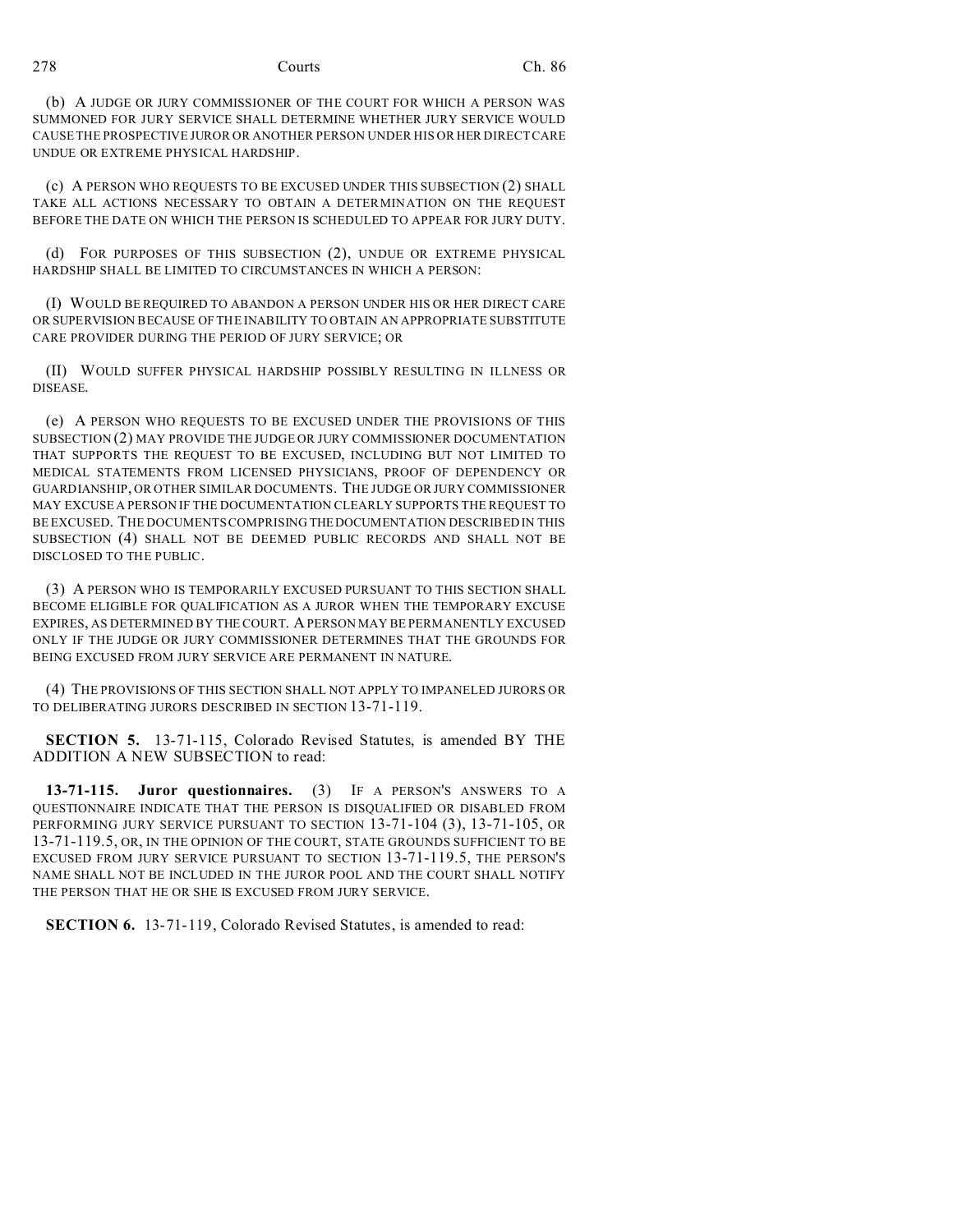(b) A JUDGE OR JURY COMMISSIONER OF THE COURT FOR WHICH A PERSON WAS SUMMONED FOR JURY SERVICE SHALL DETERMINE WHETHER JURY SERVICE WOULD CAUSE THE PROSPECTIVE JUROR OR ANOTHER PERSON UNDER HIS OR HER DIRECT CARE UNDUE OR EXTREME PHYSICAL HARDSHIP.

(c) A PERSON WHO REQUESTS TO BE EXCUSED UNDER THIS SUBSECTION (2) SHALL TAKE ALL ACTIONS NECESSARY TO OBTAIN A DETERMINATION ON THE REQUEST BEFORE THE DATE ON WHICH THE PERSON IS SCHEDULED TO APPEAR FOR JURY DUTY.

(d) FOR PURPOSES OF THIS SUBSECTION (2), UNDUE OR EXTREME PHYSICAL HARDSHIP SHALL BE LIMITED TO CIRCUMSTANCES IN WHICH A PERSON:

(I) WOULD BE REQUIRED TO ABANDON A PERSON UNDER HIS OR HER DIRECT CARE OR SUPERVISION BECAUSE OF THE INABILITY TO OBTAIN AN APPROPRIATE SUBSTITUTE CARE PROVIDER DURING THE PERIOD OF JURY SERVICE; OR

(II) WOULD SUFFER PHYSICAL HARDSHIP POSSIBLY RESULTING IN ILLNESS OR DISEASE.

(e) A PERSON WHO REQUESTS TO BE EXCUSED UNDER THE PROVISIONS OF THIS SUBSECTION (2) MAY PROVIDE THE JUDGE OR JURY COMMISSIONER DOCUMENTATION THAT SUPPORTS THE REQUEST TO BE EXCUSED, INCLUDING BUT NOT LIMITED TO MEDICAL STATEMENTS FROM LICENSED PHYSICIANS, PROOF OF DEPENDENCY OR GUARDIANSHIP, OR OTHER SIMILAR DOCUMENTS. THE JUDGE OR JURY COMMISSIONER MAY EXCUSE A PERSON IF THE DOCUMENTATION CLEARLY SUPPORTS THE REQUEST TO BE EXCUSED. THE DOCUMENTS COMPRISING THE DOCUMENTATION DESCRIBED IN THIS SUBSECTION (4) SHALL NOT BE DEEMED PUBLIC RECORDS AND SHALL NOT BE DISCLOSED TO THE PUBLIC.

(3) A PERSON WHO IS TEMPORARILY EXCUSED PURSUANT TO THIS SECTION SHALL BECOME ELIGIBLE FOR QUALIFICATION AS A JUROR WHEN THE TEMPORARY EXCUSE EXPIRES, AS DETERMINED BY THE COURT. A PERSON MAY BE PERMANENTLY EXCUSED ONLY IF THE JUDGE OR JURY COMMISSIONER DETERMINES THAT THE GROUNDS FOR BEING EXCUSED FROM JURY SERVICE ARE PERMANENT IN NATURE.

(4) THE PROVISIONS OF THIS SECTION SHALL NOT APPLY TO IMPANELED JURORS OR TO DELIBERATING JURORS DESCRIBED IN SECTION 13-71-119.

**SECTION 5.** 13-71-115, Colorado Revised Statutes, is amended BY THE ADDITION A NEW SUBSECTION to read:

**13-71-115. Juror questionnaires.** (3) IF A PERSON'S ANSWERS TO A QUESTIONNAIRE INDICATE THAT THE PERSON IS DISQUALIFIED OR DISABLED FROM PERFORMING JURY SERVICE PURSUANT TO SECTION 13-71-104 (3), 13-71-105, OR 13-71-119.5, OR, IN THE OPINION OF THE COURT, STATE GROUNDS SUFFICIENT TO BE EXCUSED FROM JURY SERVICE PURSUANT TO SECTION 13-71-119.5, THE PERSON'S NAME SHALL NOT BE INCLUDED IN THE JUROR POOL AND THE COURT SHALL NOTIFY THE PERSON THAT HE OR SHE IS EXCUSED FROM JURY SERVICE.

**SECTION 6.** 13-71-119, Colorado Revised Statutes, is amended to read: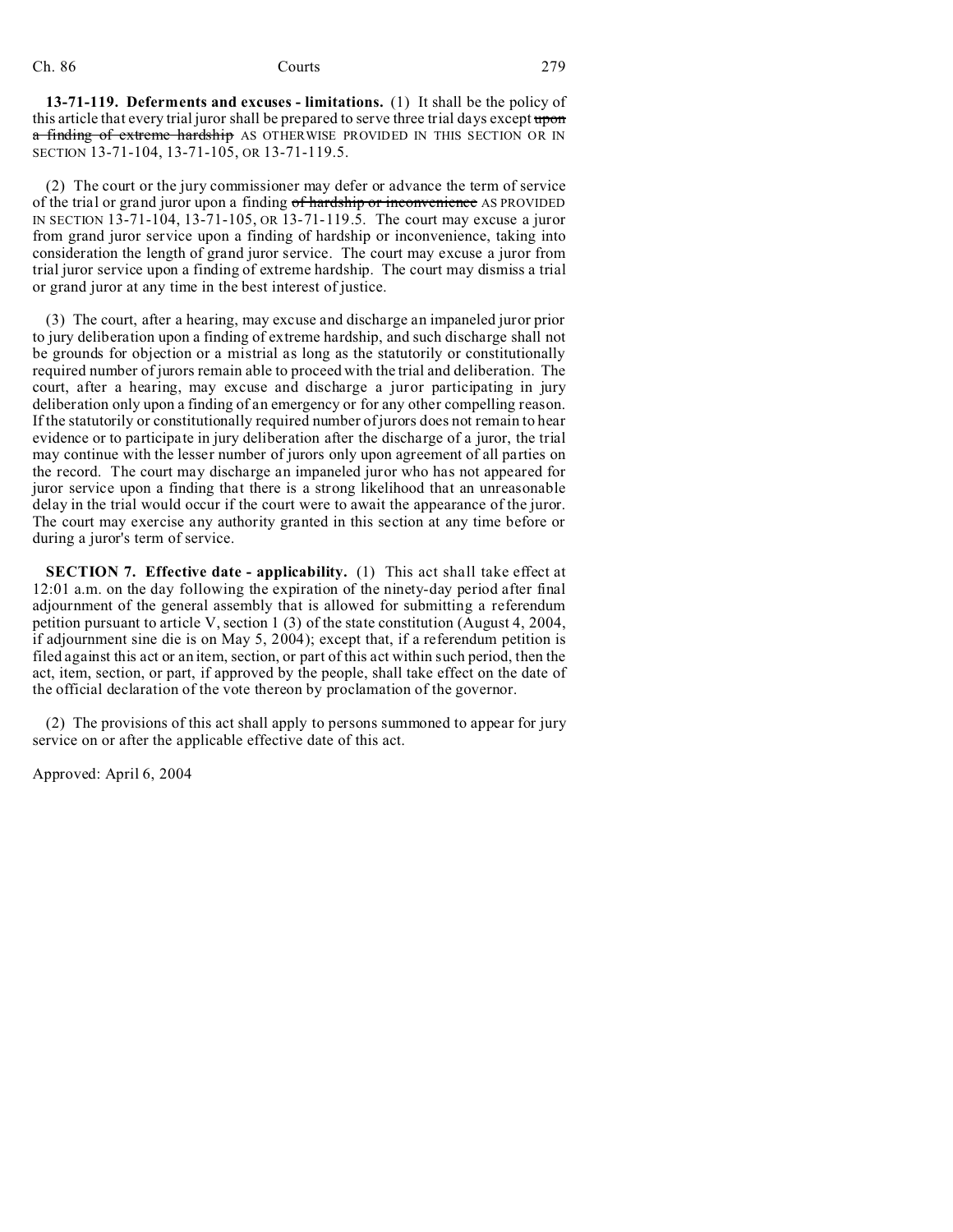**13-71-119. Deferments and excuses - limitations.** (1) It shall be the policy of this article that every trial juror shall be prepared to serve three trial days except ~~upon a finding of extreme hardship~~ AS OTHERWISE PROVIDED IN THIS SECTION OR IN SECTION 13-71-104, 13-71-105, OR 13-71-119.5.

(2) The court or the jury commissioner may defer or advance the term of service of the trial or grand juror upon a finding ~~of hardship or inconvenience~~ AS PROVIDED IN SECTION 13-71-104, 13-71-105, OR 13-71-119.5. The court may excuse a juror from grand juror service upon a finding of hardship or inconvenience, taking into consideration the length of grand juror service. The court may excuse a juror from trial juror service upon a finding of extreme hardship. The court may dismiss a trial or grand juror at any time in the best interest of justice.

(3) The court, after a hearing, may excuse and discharge an impaneled juror prior to jury deliberation upon a finding of extreme hardship, and such discharge shall not be grounds for objection or a mistrial as long as the statutorily or constitutionally required number of jurors remain able to proceed with the trial and deliberation. The court, after a hearing, may excuse and discharge a juror participating in jury deliberation only upon a finding of an emergency or for any other compelling reason. If the statutorily or constitutionally required number of jurors does not remain to hear evidence or to participate in jury deliberation after the discharge of a juror, the trial may continue with the lesser number of jurors only upon agreement of all parties on the record. The court may discharge an impaneled juror who has not appeared for juror service upon a finding that there is a strong likelihood that an unreasonable delay in the trial would occur if the court were to await the appearance of the juror. The court may exercise any authority granted in this section at any time before or during a juror's term of service.

**SECTION 7. Effective date - applicability.** (1) This act shall take effect at 12:01 a.m. on the day following the expiration of the ninety-day period after final adjournment of the general assembly that is allowed for submitting a referendum petition pursuant to article V, section 1 (3) of the state constitution (August 4, 2004, if adjournment sine die is on May 5, 2004); except that, if a referendum petition is filed against this act or an item, section, or part of this act within such period, then the act, item, section, or part, if approved by the people, shall take effect on the date of the official declaration of the vote thereon by proclamation of the governor.

(2) The provisions of this act shall apply to persons summoned to appear for jury service on or after the applicable effective date of this act.

Approved: April 6, 2004